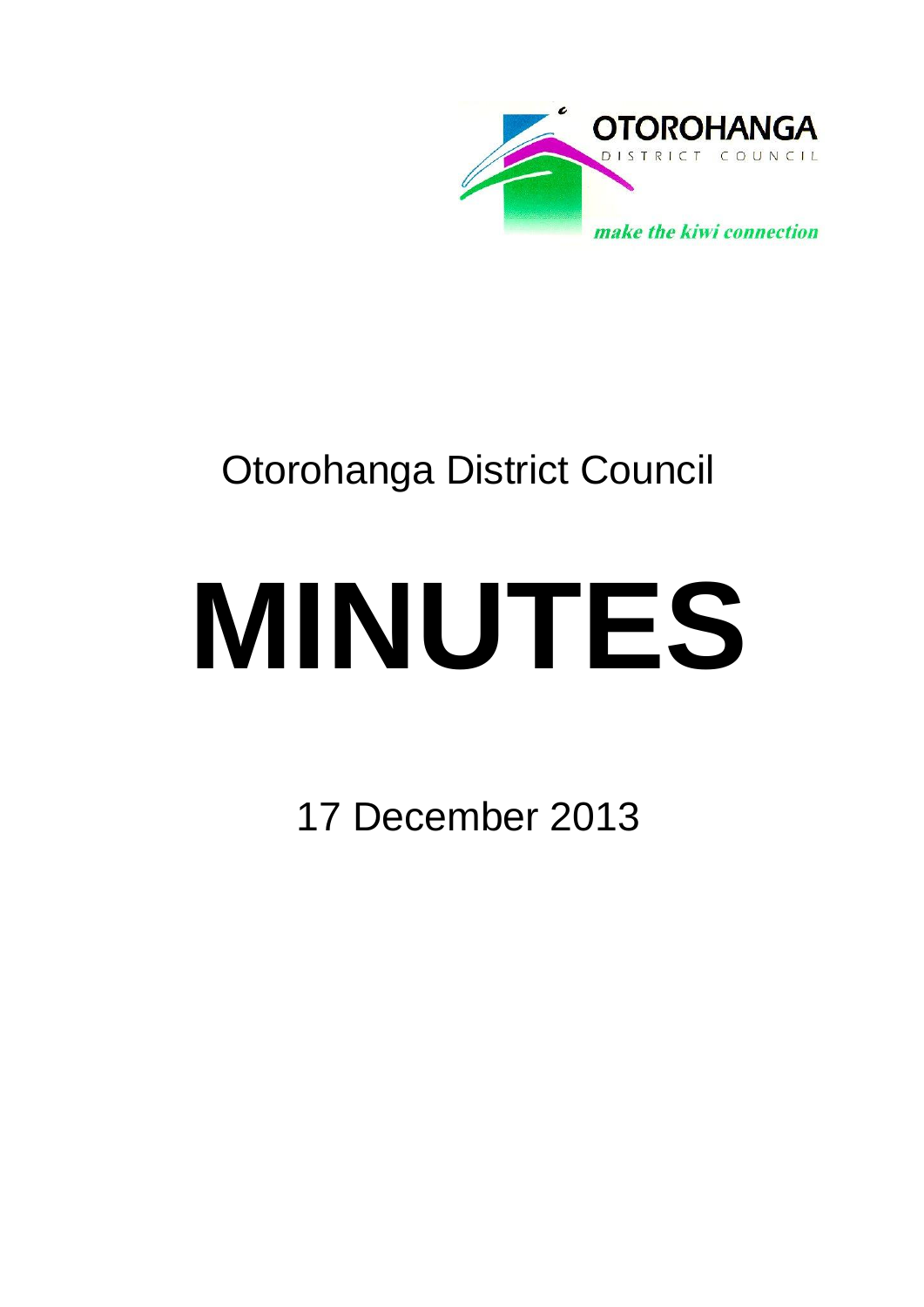OTOROHANGA DISTRICT COUNCIL

*make the kiwi connection*

Otorohanga District Council

# MINUTES

17 December 2013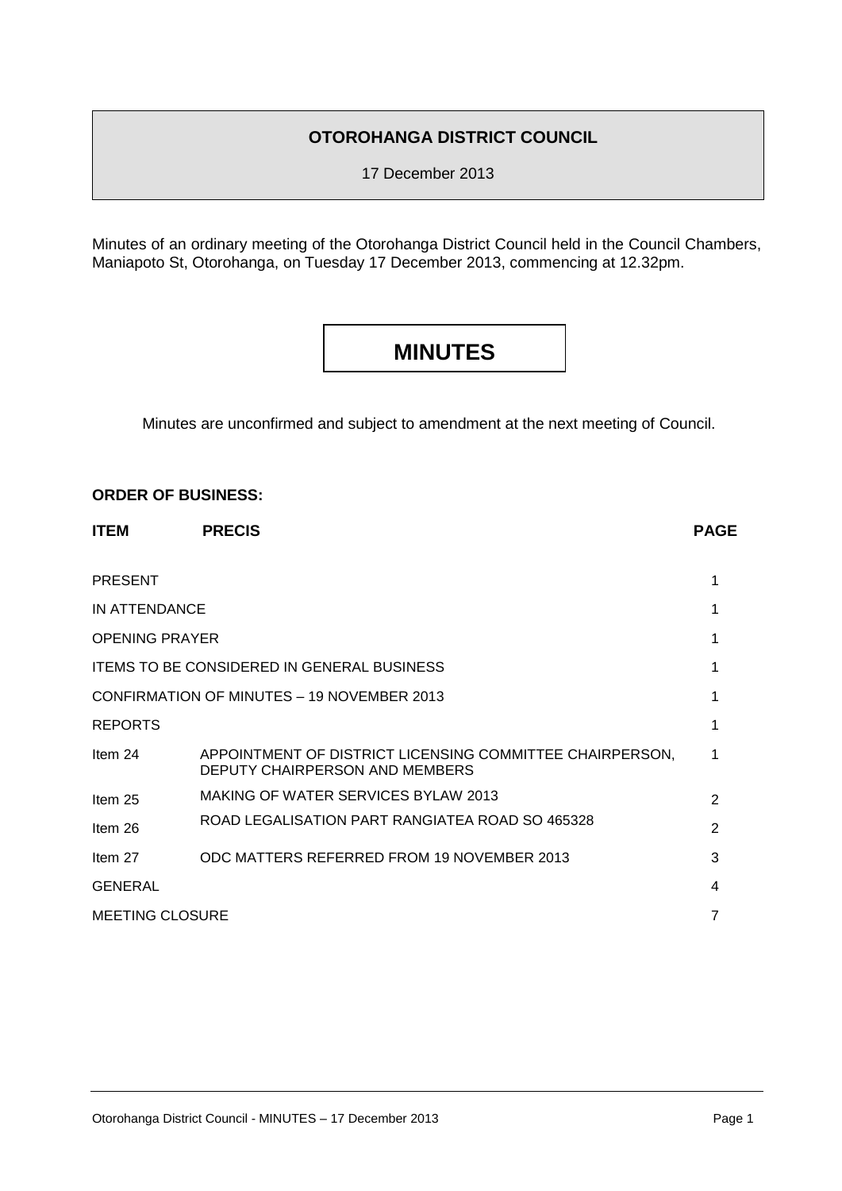**OTOROHANGA DISTRICT COUNCIL**

17 December 2013

Minutes of an ordinary meeting of the Otorohanga District Council held in the Council Chambers, Maniapoto St, Otorohanga, on Tuesday 17 December 2013, commencing at 12.32pm.

# MINUTES

Minutes are unconfirmed and subject to amendment at the next meeting of Council.

**ORDER OF BUSINESS:**

| ITEM | PRECIS | PAGE |
|---|---|---|
| PRESENT | | 1 |
| IN ATTENDANCE | | 1 |
| OPENING PRAYER | | 1 |
| ITEMS TO BE CONSIDERED IN GENERAL BUSINESS | | 1 |
| CONFIRMATION OF MINUTES – 19 NOVEMBER 2013 | | 1 |
| REPORTS | | 1 |
| Item 24 | APPOINTMENT OF DISTRICT LICENSING COMMITTEE CHAIRPERSON, DEPUTY CHAIRPERSON AND MEMBERS | 1 |
| Item 25 | MAKING OF WATER SERVICES BYLAW 2013 | 2 |
| Item 26 | ROAD LEGALISATION PART RANGIATEA ROAD SO 465328 | 2 |
| Item 27 | ODC MATTERS REFERRED FROM 19 NOVEMBER 2013 | 3 |
| GENERAL | | 4 |
| MEETING CLOSURE | | 7 |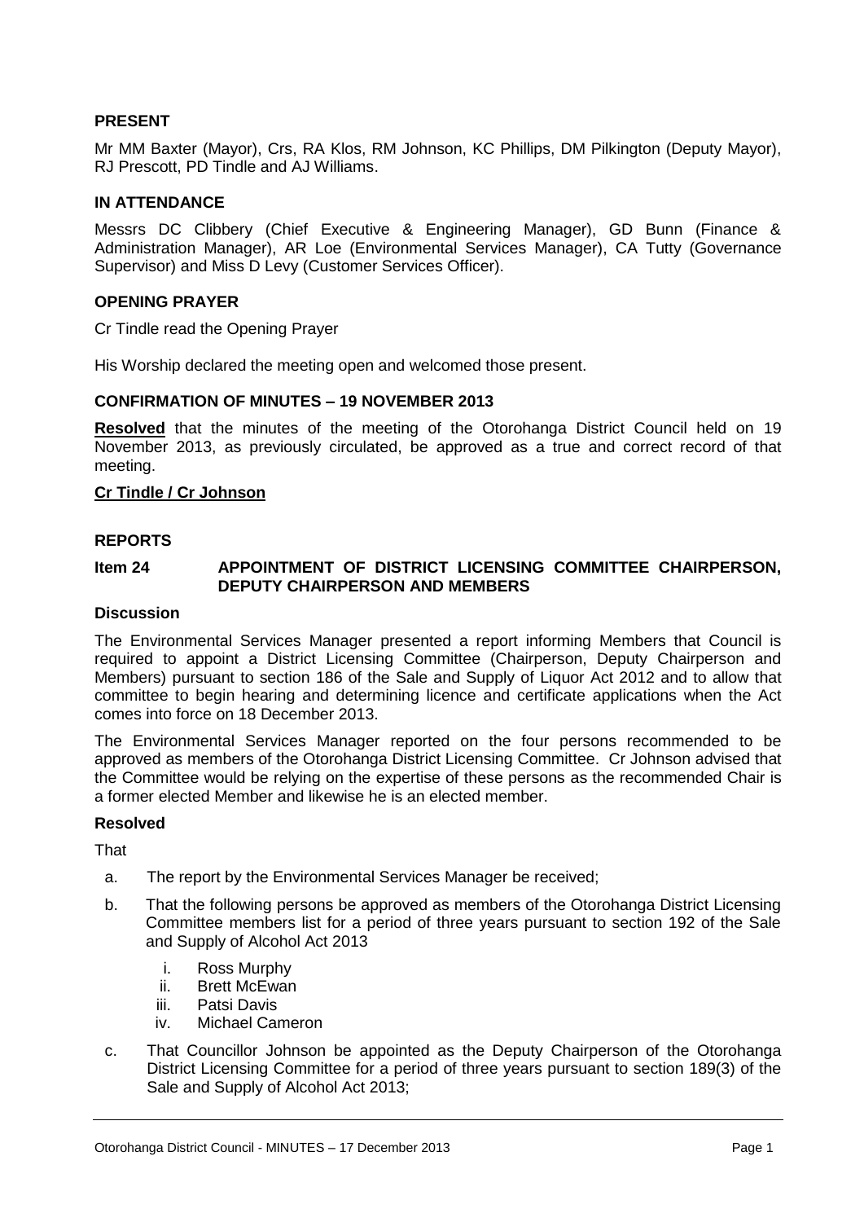**PRESENT**

Mr MM Baxter (Mayor), Crs, RA Klos, RM Johnson, KC Phillips, DM Pilkington (Deputy Mayor), RJ Prescott, PD Tindle and AJ Williams.

**IN ATTENDANCE**

Messrs DC Clibbery (Chief Executive & Engineering Manager), GD Bunn (Finance & Administration Manager), AR Loe (Environmental Services Manager), CA Tutty (Governance Supervisor) and Miss D Levy (Customer Services Officer).

**OPENING PRAYER**

Cr Tindle read the Opening Prayer

His Worship declared the meeting open and welcomed those present.

**CONFIRMATION OF MINUTES – 19 NOVEMBER 2013**

**Resolved** that the minutes of the meeting of the Otorohanga District Council held on 19 November 2013, as previously circulated, be approved as a true and correct record of that meeting.

**Cr Tindle / Cr Johnson**

**REPORTS**

**Item 24 APPOINTMENT OF DISTRICT LICENSING COMMITTEE CHAIRPERSON, DEPUTY CHAIRPERSON AND MEMBERS**

**Discussion**

The Environmental Services Manager presented a report informing Members that Council is required to appoint a District Licensing Committee (Chairperson, Deputy Chairperson and Members) pursuant to section 186 of the Sale and Supply of Liquor Act 2012 and to allow that committee to begin hearing and determining licence and certificate applications when the Act comes into force on 18 December 2013.

The Environmental Services Manager reported on the four persons recommended to be approved as members of the Otorohanga District Licensing Committee. Cr Johnson advised that the Committee would be relying on the expertise of these persons as the recommended Chair is a former elected Member and likewise he is an elected member.

**Resolved**

That

a. The report by the Environmental Services Manager be received;

b. That the following persons be approved as members of the Otorohanga District Licensing Committee members list for a period of three years pursuant to section 192 of the Sale and Supply of Alcohol Act 2013

   i. Ross Murphy
   ii. Brett McEwan
   iii. Patsi Davis
   iv. Michael Cameron

c. That Councillor Johnson be appointed as the Deputy Chairperson of the Otorohanga District Licensing Committee for a period of three years pursuant to section 189(3) of the Sale and Supply of Alcohol Act 2013;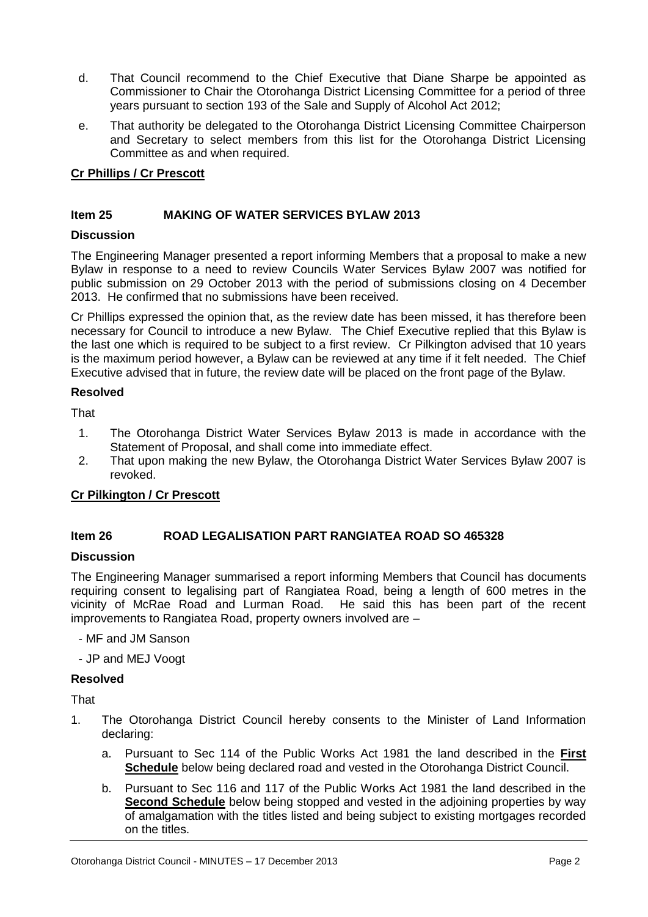d. That Council recommend to the Chief Executive that Diane Sharpe be appointed as Commissioner to Chair the Otorohanga District Licensing Committee for a period of three years pursuant to section 193 of the Sale and Supply of Alcohol Act 2012;

e. That authority be delegated to the Otorohanga District Licensing Committee Chairperson and Secretary to select members from this list for the Otorohanga District Licensing Committee as and when required.

**Cr Phillips / Cr Prescott**

## Item 25 MAKING OF WATER SERVICES BYLAW 2013

### Discussion

The Engineering Manager presented a report informing Members that a proposal to make a new Bylaw in response to a need to review Councils Water Services Bylaw 2007 was notified for public submission on 29 October 2013 with the period of submissions closing on 4 December 2013. He confirmed that no submissions have been received.

Cr Phillips expressed the opinion that, as the review date has been missed, it has therefore been necessary for Council to introduce a new Bylaw. The Chief Executive replied that this Bylaw is the last one which is required to be subject to a first review. Cr Pilkington advised that 10 years is the maximum period however, a Bylaw can be reviewed at any time if it felt needed. The Chief Executive advised that in future, the review date will be placed on the front page of the Bylaw.

### Resolved

That

1. The Otorohanga District Water Services Bylaw 2013 is made in accordance with the Statement of Proposal, and shall come into immediate effect.
2. That upon making the new Bylaw, the Otorohanga District Water Services Bylaw 2007 is revoked.

**Cr Pilkington / Cr Prescott**

## Item 26 ROAD LEGALISATION PART RANGIATEA ROAD SO 465328

### Discussion

The Engineering Manager summarised a report informing Members that Council has documents requiring consent to legalising part of Rangiatea Road, being a length of 600 metres in the vicinity of McRae Road and Lurman Road. He said this has been part of the recent improvements to Rangiatea Road, property owners involved are –

- MF and JM Sanson
- JP and MEJ Voogt

### Resolved

That

1. The Otorohanga District Council hereby consents to the Minister of Land Information declaring:
   a. Pursuant to Sec 114 of the Public Works Act 1981 the land described in the **First Schedule** below being declared road and vested in the Otorohanga District Council.
   b. Pursuant to Sec 116 and 117 of the Public Works Act 1981 the land described in the **Second Schedule** below being stopped and vested in the adjoining properties by way of amalgamation with the titles listed and being subject to existing mortgages recorded on the titles.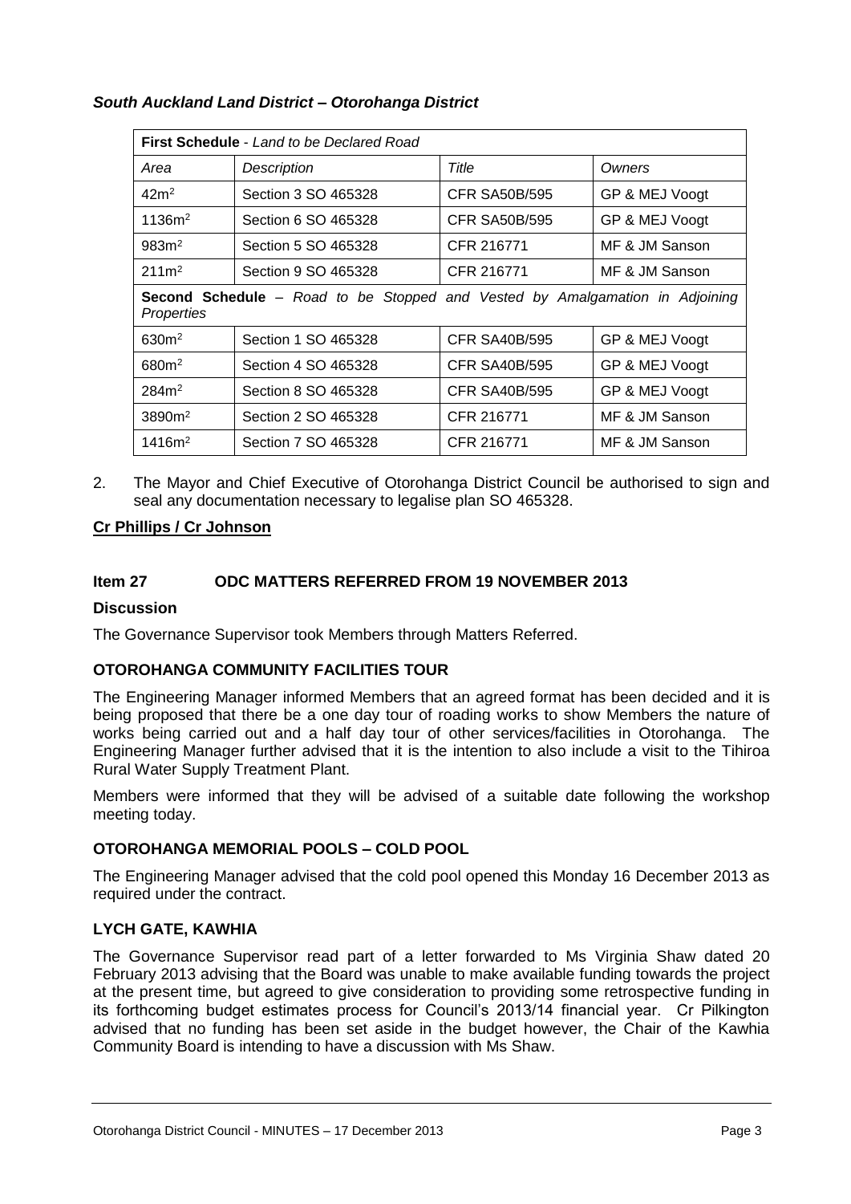***South Auckland Land District – Otorohanga District***

| **First Schedule** - *Land to be Declared Road* | | | |
|---|---|---|---|
| *Area* | *Description* | *Title* | *Owners* |
| $42m^2$ | Section 3 SO 465328 | CFR SA50B/595 | GP & MEJ Voogt |
| $1136m^2$ | Section 6 SO 465328 | CFR SA50B/595 | GP & MEJ Voogt |
| $983m^2$ | Section 5 SO 465328 | CFR 216771 | MF & JM Sanson |
| $211m^2$ | Section 9 SO 465328 | CFR 216771 | MF & JM Sanson |
| **Second Schedule** – *Road to be Stopped and Vested by Amalgamation in Adjoining Properties* | | | |
| $630m^2$ | Section 1 SO 465328 | CFR SA40B/595 | GP & MEJ Voogt |
| $680m^2$ | Section 4 SO 465328 | CFR SA40B/595 | GP & MEJ Voogt |
| $284m^2$ | Section 8 SO 465328 | CFR SA40B/595 | GP & MEJ Voogt |
| $3890m^2$ | Section 2 SO 465328 | CFR 216771 | MF & JM Sanson |
| $1416m^2$ | Section 7 SO 465328 | CFR 216771 | MF & JM Sanson |

2. The Mayor and Chief Executive of Otorohanga District Council be authorised to sign and seal any documentation necessary to legalise plan SO 465328.

**Cr Phillips / Cr Johnson**

## Item 27 ODC MATTERS REFERRED FROM 19 NOVEMBER 2013

### Discussion

The Governance Supervisor took Members through Matters Referred.

### OTOROHANGA COMMUNITY FACILITIES TOUR

The Engineering Manager informed Members that an agreed format has been decided and it is being proposed that there be a one day tour of roading works to show Members the nature of works being carried out and a half day tour of other services/facilities in Otorohanga. The Engineering Manager further advised that it is the intention to also include a visit to the Tihiroa Rural Water Supply Treatment Plant.

Members were informed that they will be advised of a suitable date following the workshop meeting today.

### OTOROHANGA MEMORIAL POOLS – COLD POOL

The Engineering Manager advised that the cold pool opened this Monday 16 December 2013 as required under the contract.

### LYCH GATE, KAWHIA

The Governance Supervisor read part of a letter forwarded to Ms Virginia Shaw dated 20 February 2013 advising that the Board was unable to make available funding towards the project at the present time, but agreed to give consideration to providing some retrospective funding in its forthcoming budget estimates process for Council's 2013/14 financial year. Cr Pilkington advised that no funding has been set aside in the budget however, the Chair of the Kawhia Community Board is intending to have a discussion with Ms Shaw.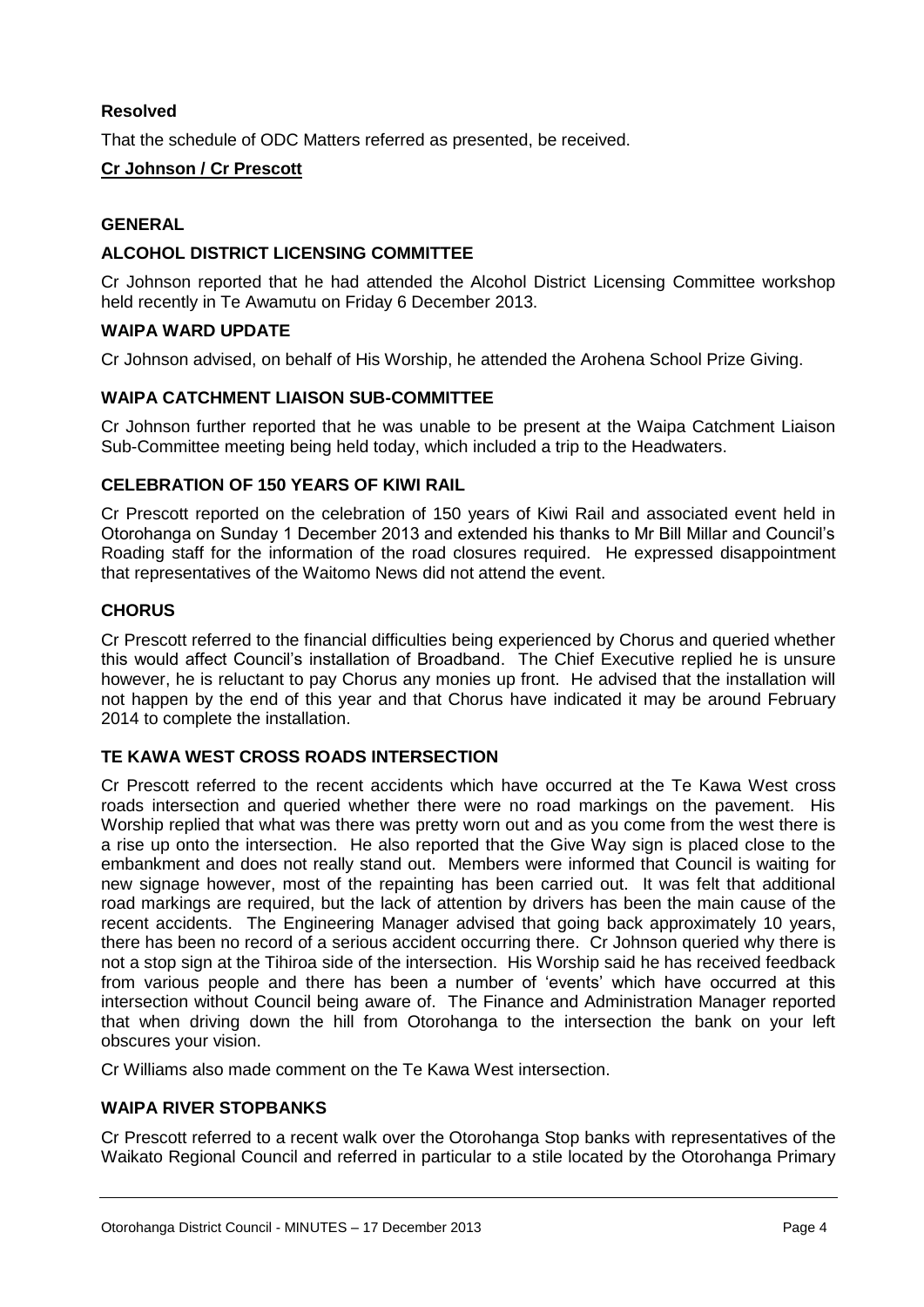**Resolved**

That the schedule of ODC Matters referred as presented, be received.

**Cr Johnson / Cr Prescott**

**GENERAL**

**ALCOHOL DISTRICT LICENSING COMMITTEE**

Cr Johnson reported that he had attended the Alcohol District Licensing Committee workshop held recently in Te Awamutu on Friday 6 December 2013.

**WAIPA WARD UPDATE**

Cr Johnson advised, on behalf of His Worship, he attended the Arohena School Prize Giving.

**WAIPA CATCHMENT LIAISON SUB-COMMITTEE**

Cr Johnson further reported that he was unable to be present at the Waipa Catchment Liaison Sub-Committee meeting being held today, which included a trip to the Headwaters.

**CELEBRATION OF 150 YEARS OF KIWI RAIL**

Cr Prescott reported on the celebration of 150 years of Kiwi Rail and associated event held in Otorohanga on Sunday 1 December 2013 and extended his thanks to Mr Bill Millar and Council's Roading staff for the information of the road closures required. He expressed disappointment that representatives of the Waitomo News did not attend the event.

**CHORUS**

Cr Prescott referred to the financial difficulties being experienced by Chorus and queried whether this would affect Council's installation of Broadband. The Chief Executive replied he is unsure however, he is reluctant to pay Chorus any monies up front. He advised that the installation will not happen by the end of this year and that Chorus have indicated it may be around February 2014 to complete the installation.

**TE KAWA WEST CROSS ROADS INTERSECTION**

Cr Prescott referred to the recent accidents which have occurred at the Te Kawa West cross roads intersection and queried whether there were no road markings on the pavement. His Worship replied that what was there was pretty worn out and as you come from the west there is a rise up onto the intersection. He also reported that the Give Way sign is placed close to the embankment and does not really stand out. Members were informed that Council is waiting for new signage however, most of the repainting has been carried out. It was felt that additional road markings are required, but the lack of attention by drivers has been the main cause of the recent accidents. The Engineering Manager advised that going back approximately 10 years, there has been no record of a serious accident occurring there. Cr Johnson queried why there is not a stop sign at the Tihiroa side of the intersection. His Worship said he has received feedback from various people and there has been a number of 'events' which have occurred at this intersection without Council being aware of. The Finance and Administration Manager reported that when driving down the hill from Otorohanga to the intersection the bank on your left obscures your vision.

Cr Williams also made comment on the Te Kawa West intersection.

**WAIPA RIVER STOPBANKS**

Cr Prescott referred to a recent walk over the Otorohanga Stop banks with representatives of the Waikato Regional Council and referred in particular to a stile located by the Otorohanga Primary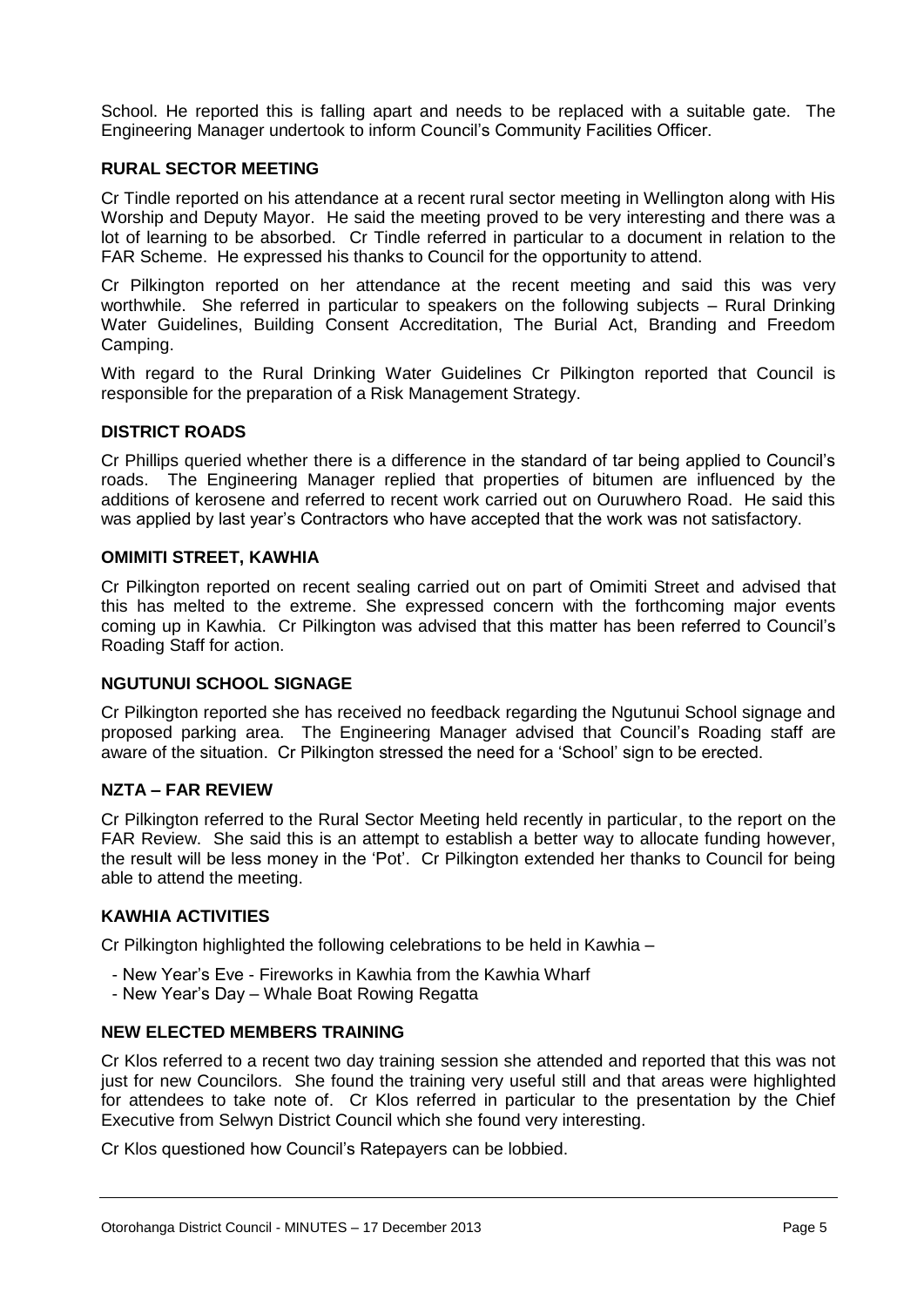School. He reported this is falling apart and needs to be replaced with a suitable gate. The Engineering Manager undertook to inform Council's Community Facilities Officer.

**RURAL SECTOR MEETING**

Cr Tindle reported on his attendance at a recent rural sector meeting in Wellington along with His Worship and Deputy Mayor. He said the meeting proved to be very interesting and there was a lot of learning to be absorbed. Cr Tindle referred in particular to a document in relation to the FAR Scheme. He expressed his thanks to Council for the opportunity to attend.

Cr Pilkington reported on her attendance at the recent meeting and said this was very worthwhile. She referred in particular to speakers on the following subjects – Rural Drinking Water Guidelines, Building Consent Accreditation, The Burial Act, Branding and Freedom Camping.

With regard to the Rural Drinking Water Guidelines Cr Pilkington reported that Council is responsible for the preparation of a Risk Management Strategy.

**DISTRICT ROADS**

Cr Phillips queried whether there is a difference in the standard of tar being applied to Council's roads. The Engineering Manager replied that properties of bitumen are influenced by the additions of kerosene and referred to recent work carried out on Ouruwhero Road. He said this was applied by last year's Contractors who have accepted that the work was not satisfactory.

**OMIMITI STREET, KAWHIA**

Cr Pilkington reported on recent sealing carried out on part of Omimiti Street and advised that this has melted to the extreme. She expressed concern with the forthcoming major events coming up in Kawhia. Cr Pilkington was advised that this matter has been referred to Council's Roading Staff for action.

**NGUTUNUI SCHOOL SIGNAGE**

Cr Pilkington reported she has received no feedback regarding the Ngutunui School signage and proposed parking area. The Engineering Manager advised that Council's Roading staff are aware of the situation. Cr Pilkington stressed the need for a 'School' sign to be erected.

**NZTA – FAR REVIEW**

Cr Pilkington referred to the Rural Sector Meeting held recently in particular, to the report on the FAR Review. She said this is an attempt to establish a better way to allocate funding however, the result will be less money in the 'Pot'. Cr Pilkington extended her thanks to Council for being able to attend the meeting.

**KAWHIA ACTIVITIES**

Cr Pilkington highlighted the following celebrations to be held in Kawhia –

- New Year's Eve - Fireworks in Kawhia from the Kawhia Wharf
- New Year's Day – Whale Boat Rowing Regatta

**NEW ELECTED MEMBERS TRAINING**

Cr Klos referred to a recent two day training session she attended and reported that this was not just for new Councilors. She found the training very useful still and that areas were highlighted for attendees to take note of. Cr Klos referred in particular to the presentation by the Chief Executive from Selwyn District Council which she found very interesting.

Cr Klos questioned how Council's Ratepayers can be lobbied.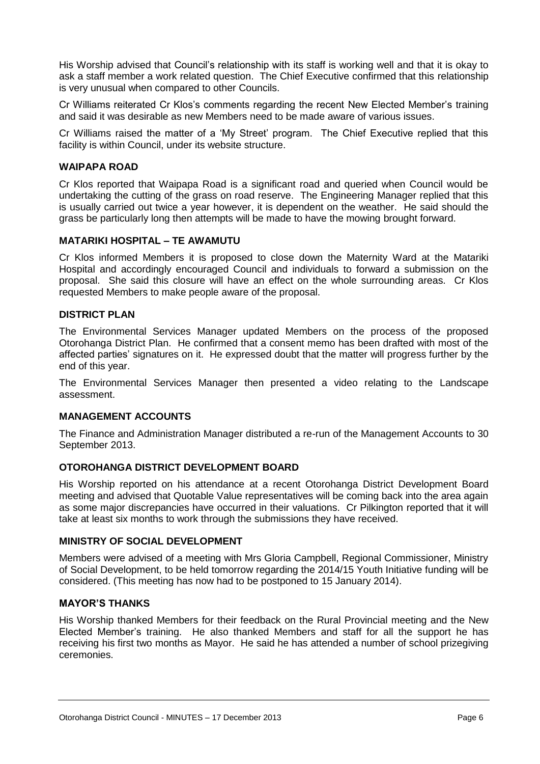His Worship advised that Council's relationship with its staff is working well and that it is okay to ask a staff member a work related question. The Chief Executive confirmed that this relationship is very unusual when compared to other Councils.

Cr Williams reiterated Cr Klos's comments regarding the recent New Elected Member's training and said it was desirable as new Members need to be made aware of various issues.

Cr Williams raised the matter of a 'My Street' program. The Chief Executive replied that this facility is within Council, under its website structure.

### WAIPAPA ROAD

Cr Klos reported that Waipapa Road is a significant road and queried when Council would be undertaking the cutting of the grass on road reserve. The Engineering Manager replied that this is usually carried out twice a year however, it is dependent on the weather. He said should the grass be particularly long then attempts will be made to have the mowing brought forward.

### MATARIKI HOSPITAL – TE AWAMUTU

Cr Klos informed Members it is proposed to close down the Maternity Ward at the Matariki Hospital and accordingly encouraged Council and individuals to forward a submission on the proposal. She said this closure will have an effect on the whole surrounding areas. Cr Klos requested Members to make people aware of the proposal.

### DISTRICT PLAN

The Environmental Services Manager updated Members on the process of the proposed Otorohanga District Plan. He confirmed that a consent memo has been drafted with most of the affected parties' signatures on it. He expressed doubt that the matter will progress further by the end of this year.

The Environmental Services Manager then presented a video relating to the Landscape assessment.

### MANAGEMENT ACCOUNTS

The Finance and Administration Manager distributed a re-run of the Management Accounts to 30 September 2013.

### OTOROHANGA DISTRICT DEVELOPMENT BOARD

His Worship reported on his attendance at a recent Otorohanga District Development Board meeting and advised that Quotable Value representatives will be coming back into the area again as some major discrepancies have occurred in their valuations. Cr Pilkington reported that it will take at least six months to work through the submissions they have received.

### MINISTRY OF SOCIAL DEVELOPMENT

Members were advised of a meeting with Mrs Gloria Campbell, Regional Commissioner, Ministry of Social Development, to be held tomorrow regarding the 2014/15 Youth Initiative funding will be considered. (This meeting has now had to be postponed to 15 January 2014).

### MAYOR'S THANKS

His Worship thanked Members for their feedback on the Rural Provincial meeting and the New Elected Member's training. He also thanked Members and staff for all the support he has receiving his first two months as Mayor. He said he has attended a number of school prizegiving ceremonies.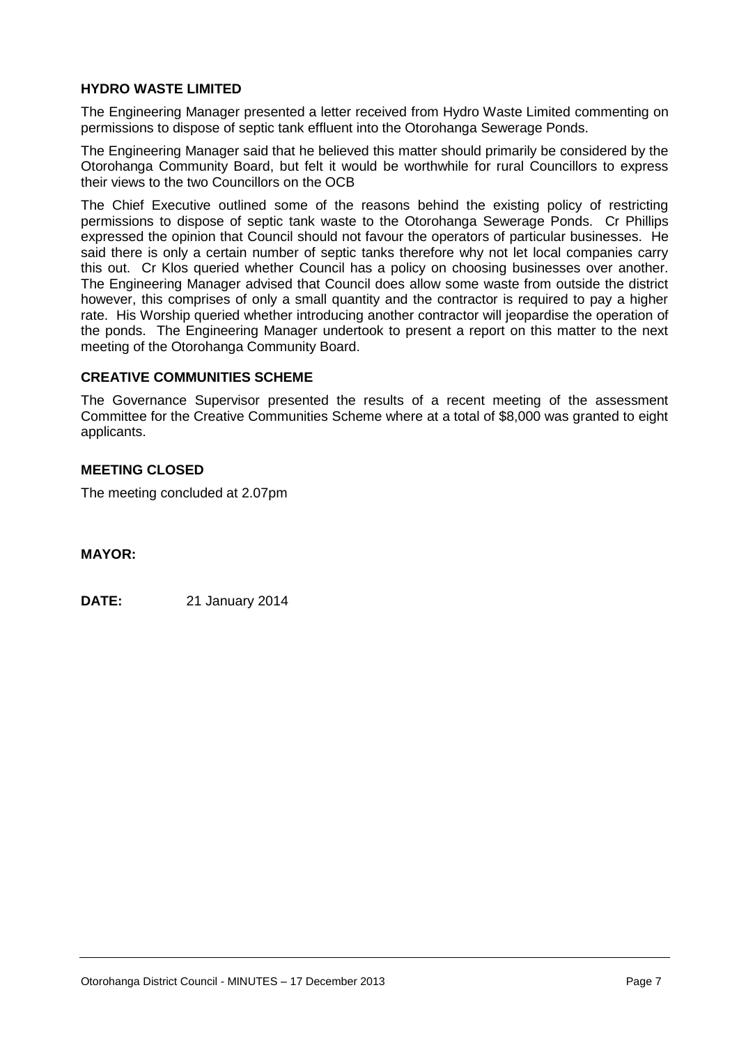**HYDRO WASTE LIMITED**

The Engineering Manager presented a letter received from Hydro Waste Limited commenting on permissions to dispose of septic tank effluent into the Otorohanga Sewerage Ponds.

The Engineering Manager said that he believed this matter should primarily be considered by the Otorohanga Community Board, but felt it would be worthwhile for rural Councillors to express their views to the two Councillors on the OCB

The Chief Executive outlined some of the reasons behind the existing policy of restricting permissions to dispose of septic tank waste to the Otorohanga Sewerage Ponds. Cr Phillips expressed the opinion that Council should not favour the operators of particular businesses. He said there is only a certain number of septic tanks therefore why not let local companies carry this out. Cr Klos queried whether Council has a policy on choosing businesses over another. The Engineering Manager advised that Council does allow some waste from outside the district however, this comprises of only a small quantity and the contractor is required to pay a higher rate. His Worship queried whether introducing another contractor will jeopardise the operation of the ponds. The Engineering Manager undertook to present a report on this matter to the next meeting of the Otorohanga Community Board.

**CREATIVE COMMUNITIES SCHEME**

The Governance Supervisor presented the results of a recent meeting of the assessment Committee for the Creative Communities Scheme where at a total of $8,000 was granted to eight applicants.

**MEETING CLOSED**

The meeting concluded at 2.07pm

**MAYOR:**

**DATE:** 21 January 2014